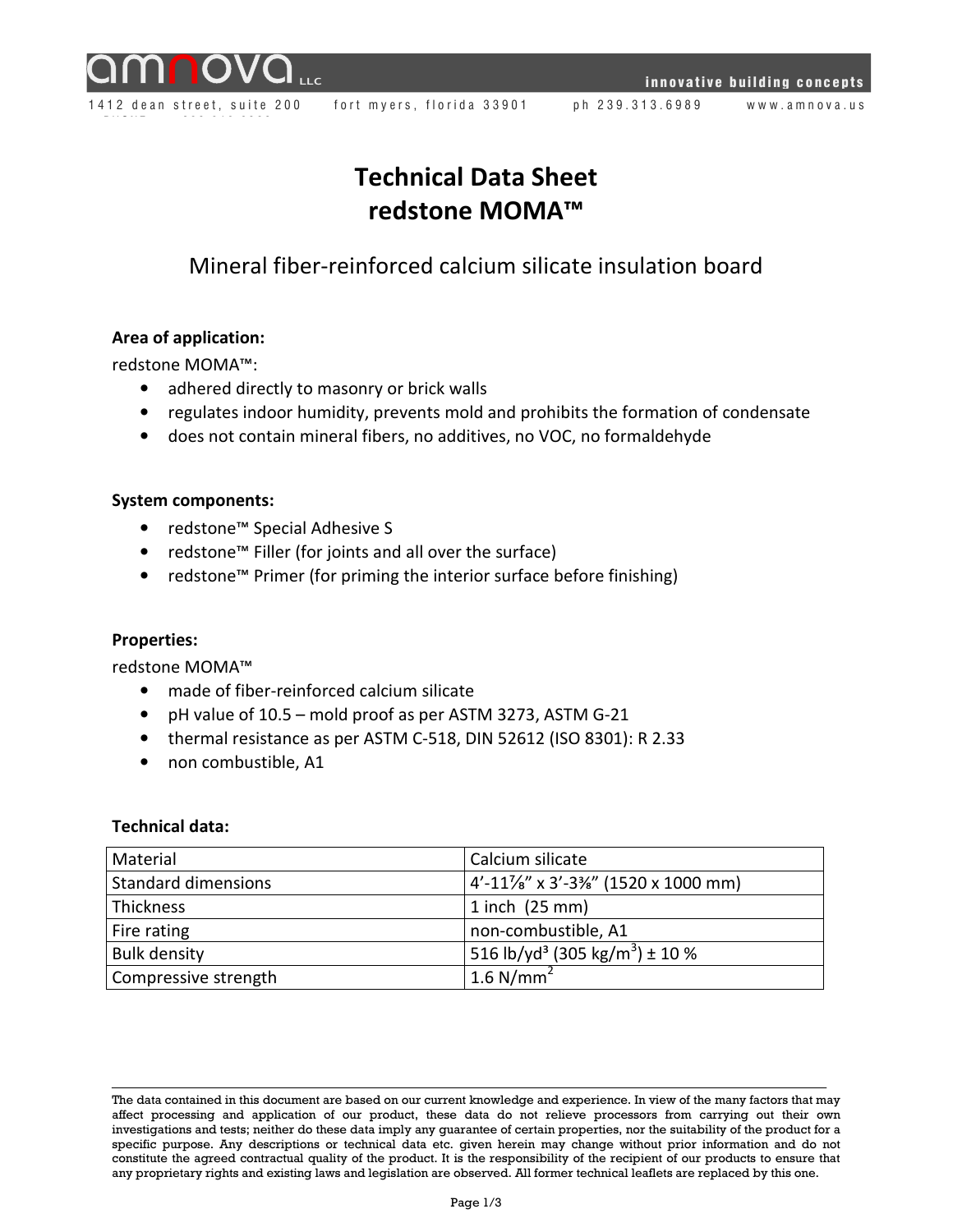# Technical Data Sheet
# redstone MOMA™

## Mineral fiber-reinforced calcium silicate insulation board

**Area of application:**

redstone MOMA™:

- adhered directly to masonry or brick walls
- regulates indoor humidity, prevents mold and prohibits the formation of condensate
- does not contain mineral fibers, no additives, no VOC, no formaldehyde

**System components:**

- redstone™ Special Adhesive S
- redstone™ Filler (for joints and all over the surface)
- redstone™ Primer (for priming the interior surface before finishing)

**Properties:**

redstone MOMA™

- made of fiber-reinforced calcium silicate
- pH value of 10.5 – mold proof as per ASTM 3273, ASTM G-21
- thermal resistance as per ASTM C-518, DIN 52612 (ISO 8301): R 2.33
- non combustible, A1

**Technical data:**

| Material | Calcium silicate |
|---|---|
| Standard dimensions | 4'-11⅞" x 3'-3⅜" (1520 x 1000 mm) |
| Thickness | 1 inch (25 mm) |
| Fire rating | non-combustible, A1 |
| Bulk density | 516 lb/yd³ (305 kg/m³) ± 10 % |
| Compressive strength | 1.6 N/mm² |

The data contained in this document are based on our current knowledge and experience. In view of the many factors that may affect processing and application of our product, these data do not relieve processors from carrying out their own investigations and tests; neither do these data imply any guarantee of certain properties, nor the suitability of the product for a specific purpose. Any descriptions or technical data etc. given herein may change without prior information and do not constitute the agreed contractual quality of the product. It is the responsibility of the recipient of our products to ensure that any proprietary rights and existing laws and legislation are observed. All former technical leaflets are replaced by this one.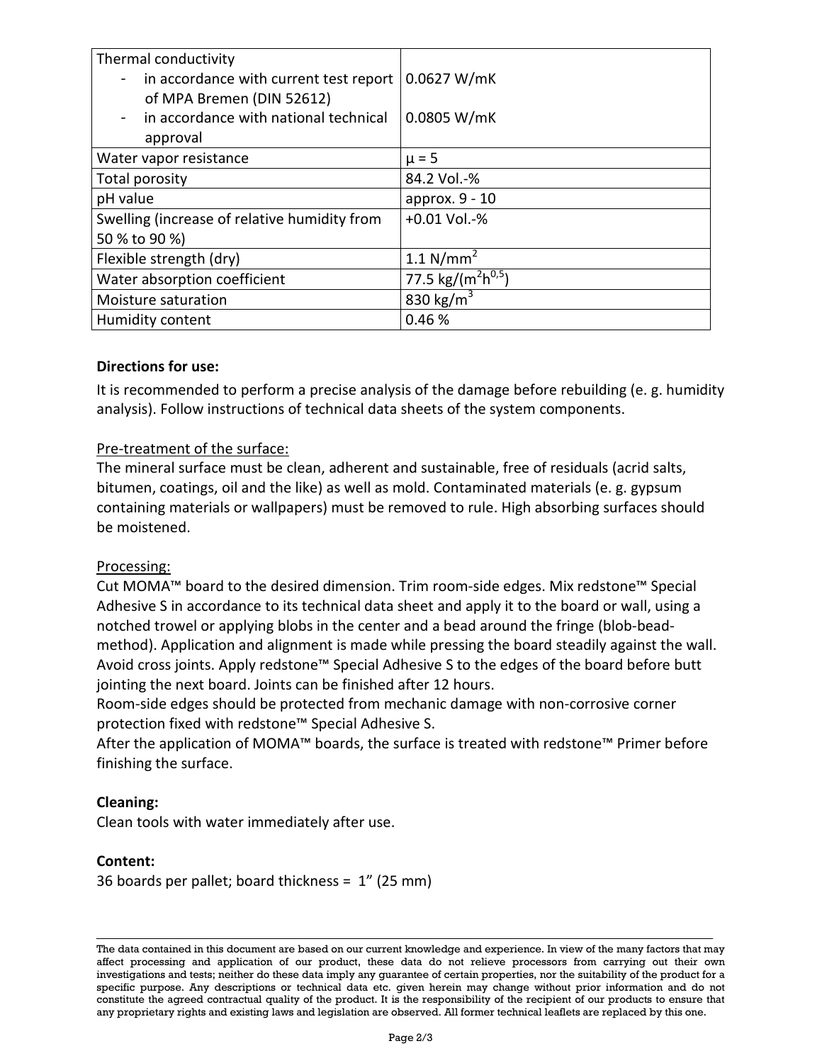| Thermal conductivity | |
|---|---|
| - in accordance with current test report of MPA Bremen (DIN 52612) | 0.0627 W/mK |
| - in accordance with national technical approval | 0.0805 W/mK |
| Water vapor resistance | $\mu = 5$ |
| Total porosity | 84.2 Vol.-% |
| pH value | approx. 9 - 10 |
| Swelling (increase of relative humidity from 50 % to 90 %) | +0.01 Vol.-% |
| Flexible strength (dry) | 1.1 $N/mm^2$ |
| Water absorption coefficient | 77.5 $kg/(m^2h^{0,5})$ |
| Moisture saturation | 830 $kg/m^3$ |
| Humidity content | 0.46 % |

**Directions for use:**

It is recommended to perform a precise analysis of the damage before rebuilding (e. g. humidity analysis). Follow instructions of technical data sheets of the system components.

Pre-treatment of the surface:

The mineral surface must be clean, adherent and sustainable, free of residuals (acrid salts, bitumen, coatings, oil and the like) as well as mold. Contaminated materials (e. g. gypsum containing materials or wallpapers) must be removed to rule. High absorbing surfaces should be moistened.

Processing:

Cut MOMA™ board to the desired dimension. Trim room-side edges. Mix redstone™ Special Adhesive S in accordance to its technical data sheet and apply it to the board or wall, using a notched trowel or applying blobs in the center and a bead around the fringe (blob-bead-method). Application and alignment is made while pressing the board steadily against the wall. Avoid cross joints. Apply redstone™ Special Adhesive S to the edges of the board before butt jointing the next board. Joints can be finished after 12 hours.

Room-side edges should be protected from mechanic damage with non-corrosive corner protection fixed with redstone™ Special Adhesive S.

After the application of MOMA™ boards, the surface is treated with redstone™ Primer before finishing the surface.

**Cleaning:**

Clean tools with water immediately after use.

**Content:**

36 boards per pallet; board thickness = 1" (25 mm)

The data contained in this document are based on our current knowledge and experience. In view of the many factors that may affect processing and application of our product, these data do not relieve processors from carrying out their own investigations and tests; neither do these data imply any guarantee of certain properties, nor the suitability of the product for a specific purpose. Any descriptions or technical data etc. given herein may change without prior information and do not constitute the agreed contractual quality of the product. It is the responsibility of the recipient of our products to ensure that any proprietary rights and existing laws and legislation are observed. All former technical leaflets are replaced by this one.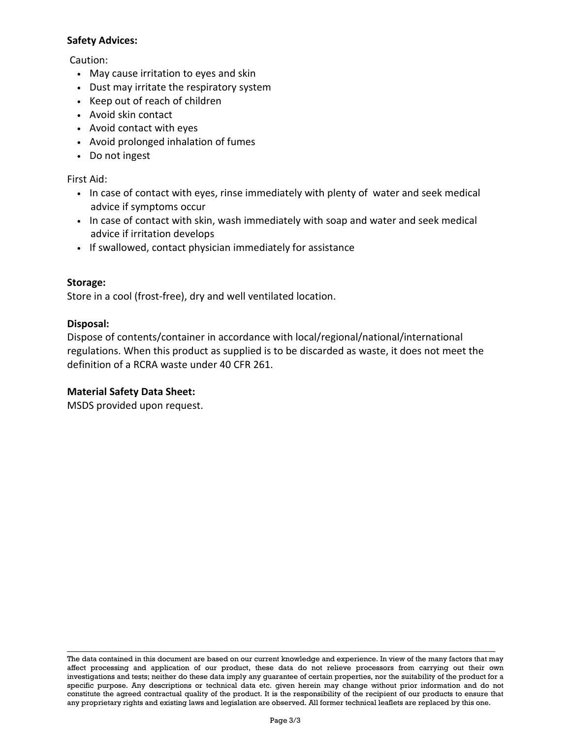**Safety Advices:**

Caution:

- May cause irritation to eyes and skin
- Dust may irritate the respiratory system
- Keep out of reach of children
- Avoid skin contact
- Avoid contact with eyes
- Avoid prolonged inhalation of fumes
- Do not ingest

First Aid:

- In case of contact with eyes, rinse immediately with plenty of water and seek medical advice if symptoms occur
- In case of contact with skin, wash immediately with soap and water and seek medical advice if irritation develops
- If swallowed, contact physician immediately for assistance

**Storage:**

Store in a cool (frost-free), dry and well ventilated location.

**Disposal:**

Dispose of contents/container in accordance with local/regional/national/international regulations. When this product as supplied is to be discarded as waste, it does not meet the definition of a RCRA waste under 40 CFR 261.

**Material Safety Data Sheet:**

MSDS provided upon request.

The data contained in this document are based on our current knowledge and experience. In view of the many factors that may affect processing and application of our product, these data do not relieve processors from carrying out their own investigations and tests; neither do these data imply any guarantee of certain properties, nor the suitability of the product for a specific purpose. Any descriptions or technical data etc. given herein may change without prior information and do not constitute the agreed contractual quality of the product. It is the responsibility of the recipient of our products to ensure that any proprietary rights and existing laws and legislation are observed. All former technical leaflets are replaced by this one.